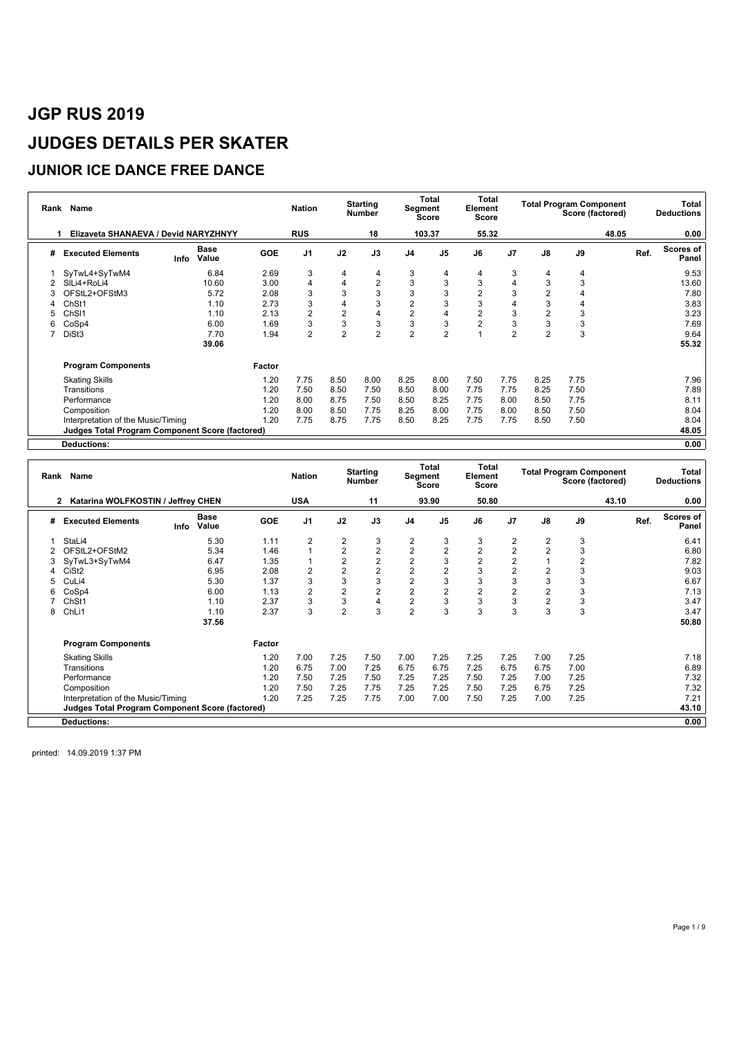# JGP RUS 2019

# JUDGES DETAILS PER SKATER

## JUNIOR ICE DANCE FREE DANCE

| Rank | Name | Nation | Starting Number | Total Segment Score | Total Element Score | Total Program Component Score (factored) | Total Deductions |
|---|---|---|---|---|---|---|---|
| 1 | Elizaveta SHANAEVA / Devid NARYZHNYY | RUS | 18 | 103.37 | 55.32 | 48.05 | 0.00 |

| # | Executed Elements | Info | Base Value | GOE | J1 | J2 | J3 | J4 | J5 | J6 | J7 | J8 | J9 | Ref. | Scores of Panel |
|---|---|---|---|---|---|---|---|---|---|---|---|---|---|---|---|
| 1 | SyTwL4+SyTwM4 | | 6.84 | 2.69 | 3 | 4 | 4 | 3 | 4 | 4 | 3 | 4 | 4 | | 9.53 |
| 2 | SlLi4+RoLi4 | | 10.60 | 3.00 | 4 | 4 | 2 | 3 | 3 | 3 | 4 | 3 | 3 | | 13.60 |
| 3 | OFStL2+OFStM3 | | 5.72 | 2.08 | 3 | 3 | 3 | 3 | 3 | 2 | 3 | 2 | 4 | | 7.80 |
| 4 | ChSt1 | | 1.10 | 2.73 | 3 | 4 | 3 | 2 | 3 | 3 | 4 | 3 | 4 | | 3.83 |
| 5 | ChSl1 | | 1.10 | 2.13 | 2 | 2 | 4 | 2 | 4 | 2 | 3 | 2 | 3 | | 3.23 |
| 6 | CoSp4 | | 6.00 | 1.69 | 3 | 3 | 3 | 3 | 3 | 2 | 3 | 3 | 3 | | 7.69 |
| 7 | DiSt3 | | 7.70 | 1.94 | 2 | 2 | 2 | 2 | 2 | 1 | 2 | 2 | 3 | | 9.64 |
| | | | 39.06 | | | | | | | | | | | | 55.32 |
| | **Program Components** | | | **Factor** | | | | | | | | | | | |
| | Skating Skills | | | 1.20 | 7.75 | 8.50 | 8.00 | 8.25 | 8.00 | 7.50 | 7.75 | 8.25 | 7.75 | | 7.96 |
| | Transitions | | | 1.20 | 7.50 | 8.50 | 7.50 | 8.50 | 8.00 | 7.75 | 7.75 | 8.25 | 7.50 | | 7.89 |
| | Performance | | | 1.20 | 8.00 | 8.75 | 7.50 | 8.50 | 8.25 | 7.75 | 8.00 | 8.50 | 7.75 | | 8.11 |
| | Composition | | | 1.20 | 8.00 | 8.50 | 7.75 | 8.25 | 8.00 | 7.75 | 8.00 | 8.50 | 7.50 | | 8.04 |
| | Interpretation of the Music/Timing | | | 1.20 | 7.75 | 8.75 | 7.75 | 8.50 | 8.25 | 7.75 | 7.75 | 8.50 | 7.50 | | 8.04 |
| | **Judges Total Program Component Score (factored)** | | | | | | | | | | | | | | 48.05 |
| | **Deductions:** | | | | | | | | | | | | | | 0.00 |

| Rank | Name | Nation | Starting Number | Total Segment Score | Total Element Score | Total Program Component Score (factored) | Total Deductions |
|---|---|---|---|---|---|---|---|
| 2 | Katarina WOLFKOSTIN / Jeffrey CHEN | USA | 11 | 93.90 | 50.80 | 43.10 | 0.00 |

| # | Executed Elements | Info | Base Value | GOE | J1 | J2 | J3 | J4 | J5 | J6 | J7 | J8 | J9 | Ref. | Scores of Panel |
|---|---|---|---|---|---|---|---|---|---|---|---|---|---|---|---|
| 1 | StaLi4 | | 5.30 | 1.11 | 2 | 2 | 3 | 2 | 3 | 3 | 2 | 2 | 3 | | 6.41 |
| 2 | OFStL2+OFStM2 | | 5.34 | 1.46 | 1 | 2 | 2 | 2 | 2 | 2 | 2 | 2 | 3 | | 6.80 |
| 3 | SyTwL3+SyTwM4 | | 6.47 | 1.35 | 1 | 2 | 2 | 2 | 3 | 2 | 2 | 1 | 2 | | 7.82 |
| 4 | CiSt2 | | 6.95 | 2.08 | 2 | 2 | 2 | 2 | 2 | 3 | 2 | 2 | 3 | | 9.03 |
| 5 | CuLi4 | | 5.30 | 1.37 | 3 | 3 | 3 | 2 | 3 | 3 | 3 | 3 | 3 | | 6.67 |
| 6 | CoSp4 | | 6.00 | 1.13 | 2 | 2 | 2 | 2 | 2 | 2 | 2 | 2 | 3 | | 7.13 |
| 7 | ChSt1 | | 1.10 | 2.37 | 3 | 3 | 4 | 2 | 3 | 3 | 3 | 2 | 3 | | 3.47 |
| 8 | ChLi1 | | 1.10 | 2.37 | 3 | 2 | 3 | 2 | 3 | 3 | 3 | 3 | 3 | | 3.47 |
| | | | 37.56 | | | | | | | | | | | | 50.80 |
| | **Program Components** | | | **Factor** | | | | | | | | | | | |
| | Skating Skills | | | 1.20 | 7.00 | 7.25 | 7.50 | 7.00 | 7.25 | 7.25 | 7.25 | 7.00 | 7.25 | | 7.18 |
| | Transitions | | | 1.20 | 6.75 | 7.00 | 7.25 | 6.75 | 6.75 | 7.25 | 6.75 | 6.75 | 7.00 | | 6.89 |
| | Performance | | | 1.20 | 7.50 | 7.25 | 7.50 | 7.25 | 7.25 | 7.50 | 7.25 | 7.00 | 7.25 | | 7.32 |
| | Composition | | | 1.20 | 7.50 | 7.25 | 7.75 | 7.25 | 7.25 | 7.50 | 7.25 | 6.75 | 7.25 | | 7.32 |
| | Interpretation of the Music/Timing | | | 1.20 | 7.25 | 7.25 | 7.75 | 7.00 | 7.00 | 7.50 | 7.25 | 7.00 | 7.25 | | 7.21 |
| | **Judges Total Program Component Score (factored)** | | | | | | | | | | | | | | 43.10 |
| | **Deductions:** | | | | | | | | | | | | | | 0.00 |

printed: 14.09.2019 1:37 PM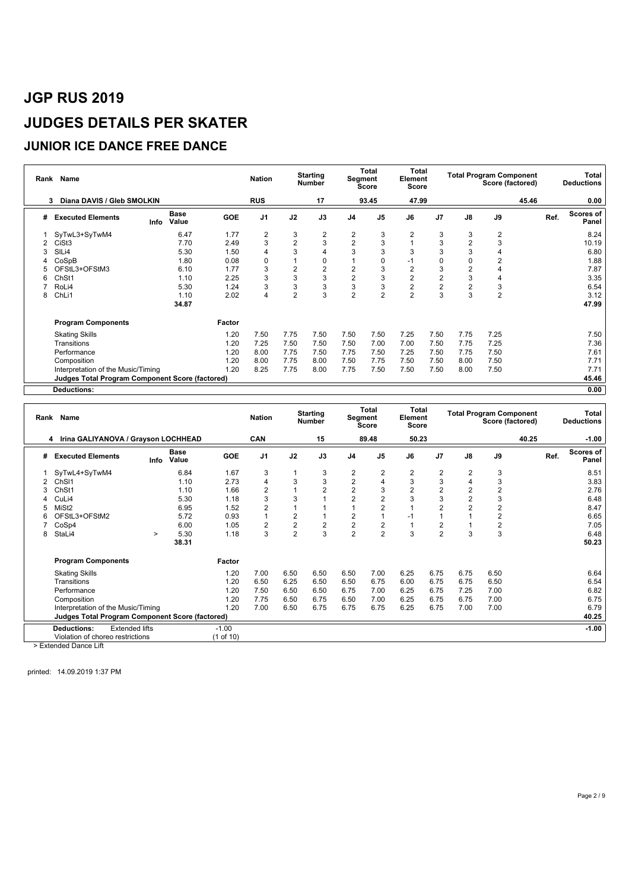# JGP RUS 2019

# JUDGES DETAILS PER SKATER

## JUNIOR ICE DANCE FREE DANCE

| Rank | Name | Nation | Starting Number | Total Segment Score | Total Element Score | Total Program Component Score (factored) | Total Deductions |
|---|---|---|---|---|---|---|---|
| 3 | Diana DAVIS / Gleb SMOLKIN | RUS | 17 | 93.45 | 47.99 | 45.46 | 0.00 |

| # | Executed Elements | Info | Base Value | GOE | J1 | J2 | J3 | J4 | J5 | J6 | J7 | J8 | J9 | Ref. | Scores of Panel |
|---|---|---|---|---|---|---|---|---|---|---|---|---|---|---|---|
| 1 | SyTwL3+SyTwM4 | | 6.47 | 1.77 | 2 | 3 | 2 | 2 | 3 | 2 | 3 | 3 | 2 | | 8.24 |
| 2 | CiSt3 | | 7.70 | 2.49 | 3 | 2 | 3 | 2 | 3 | 1 | 3 | 2 | 3 | | 10.19 |
| 3 | SlLi4 | | 5.30 | 1.50 | 4 | 3 | 4 | 3 | 3 | 3 | 3 | 3 | 4 | | 6.80 |
| 4 | CoSpB | | 1.80 | 0.08 | 0 | 1 | 0 | 1 | 0 | -1 | 0 | 0 | 2 | | 1.88 |
| 5 | OFStL3+OFStM3 | | 6.10 | 1.77 | 3 | 2 | 2 | 2 | 3 | 2 | 3 | 2 | 4 | | 7.87 |
| 6 | ChSt1 | | 1.10 | 2.25 | 3 | 3 | 3 | 2 | 3 | 2 | 2 | 3 | 4 | | 3.35 |
| 7 | RoLi4 | | 5.30 | 1.24 | 3 | 3 | 3 | 3 | 3 | 2 | 2 | 2 | 3 | | 6.54 |
| 8 | ChLi1 | | 1.10 | 2.02 | 4 | 2 | 3 | 2 | 2 | 2 | 3 | 3 | 2 | | 3.12 |
| | | | 34.87 | | | | | | | | | | | | 47.99 |

| Program Components | Factor | J1 | J2 | J3 | J4 | J5 | J6 | J7 | J8 | J9 | Scores of Panel |
|---|---|---|---|---|---|---|---|---|---|---|---|
| Skating Skills | 1.20 | 7.50 | 7.75 | 7.50 | 7.50 | 7.50 | 7.25 | 7.50 | 7.75 | 7.25 | 7.50 |
| Transitions | 1.20 | 7.25 | 7.50 | 7.50 | 7.50 | 7.00 | 7.00 | 7.50 | 7.75 | 7.25 | 7.36 |
| Performance | 1.20 | 8.00 | 7.75 | 7.50 | 7.75 | 7.50 | 7.25 | 7.50 | 7.75 | 7.50 | 7.61 |
| Composition | 1.20 | 8.00 | 7.75 | 8.00 | 7.50 | 7.75 | 7.50 | 7.50 | 8.00 | 7.50 | 7.71 |
| Interpretation of the Music/Timing | 1.20 | 8.25 | 7.75 | 8.00 | 7.75 | 7.50 | 7.50 | 7.50 | 8.00 | 7.50 | 7.71 |
| **Judges Total Program Component Score (factored)** | | | | | | | | | | | 45.46 |

**Deductions:** 0.00

| Rank | Name | Nation | Starting Number | Total Segment Score | Total Element Score | Total Program Component Score (factored) | Total Deductions |
|---|---|---|---|---|---|---|---|
| 4 | Irina GALIYANOVA / Grayson LOCHHEAD | CAN | 15 | 89.48 | 50.23 | 40.25 | -1.00 |

| # | Executed Elements | Info | Base Value | GOE | J1 | J2 | J3 | J4 | J5 | J6 | J7 | J8 | J9 | Ref. | Scores of Panel |
|---|---|---|---|---|---|---|---|---|---|---|---|---|---|---|---|
| 1 | SyTwL4+SyTwM4 | | 6.84 | 1.67 | 3 | 1 | 3 | 2 | 2 | 2 | 2 | 2 | 3 | | 8.51 |
| 2 | ChSl1 | | 1.10 | 2.73 | 4 | 3 | 3 | 2 | 4 | 3 | 3 | 4 | 3 | | 3.83 |
| 3 | ChSt1 | | 1.10 | 1.66 | 2 | 1 | 2 | 2 | 3 | 2 | 2 | 2 | 2 | | 2.76 |
| 4 | CuLi4 | | 5.30 | 1.18 | 3 | 3 | 1 | 2 | 2 | 3 | 3 | 2 | 3 | | 6.48 |
| 5 | MiSt2 | | 6.95 | 1.52 | 2 | 1 | 1 | 1 | 2 | 1 | 2 | 2 | 2 | | 8.47 |
| 6 | OFStL3+OFStM2 | | 5.72 | 0.93 | 1 | 2 | 1 | 2 | 1 | -1 | 1 | 1 | 2 | | 6.65 |
| 7 | CoSp4 | | 6.00 | 1.05 | 2 | 2 | 2 | 2 | 2 | 1 | 2 | 1 | 2 | | 7.05 |
| 8 | StaLi4 | > | 5.30 | 1.18 | 3 | 2 | 3 | 2 | 2 | 3 | 2 | 3 | 3 | | 6.48 |
| | | | 38.31 | | | | | | | | | | | | 50.23 |

| Program Components | Factor | J1 | J2 | J3 | J4 | J5 | J6 | J7 | J8 | J9 | Scores of Panel |
|---|---|---|---|---|---|---|---|---|---|---|---|
| Skating Skills | 1.20 | 7.00 | 6.50 | 6.50 | 6.50 | 7.00 | 6.25 | 6.75 | 6.75 | 6.50 | 6.64 |
| Transitions | 1.20 | 6.50 | 6.25 | 6.50 | 6.50 | 6.75 | 6.00 | 6.75 | 6.75 | 6.50 | 6.54 |
| Performance | 1.20 | 7.50 | 6.50 | 6.50 | 6.75 | 7.00 | 6.25 | 6.75 | 7.25 | 7.00 | 6.82 |
| Composition | 1.20 | 7.75 | 6.50 | 6.75 | 6.50 | 7.00 | 6.25 | 6.75 | 6.75 | 7.00 | 6.75 |
| Interpretation of the Music/Timing | 1.20 | 7.00 | 6.50 | 6.75 | 6.75 | 6.75 | 6.25 | 6.75 | 7.00 | 7.00 | 6.79 |
| **Judges Total Program Component Score (factored)** | | | | | | | | | | | 40.25 |

| Deductions: | | | |
|---|---|---|---|
| Extended lifts | -1.00 | | -1.00 |
| Violation of choreo restrictions | (1 of 10) | | |

> Extended Dance Lift

printed: 14.09.2019 1:37 PM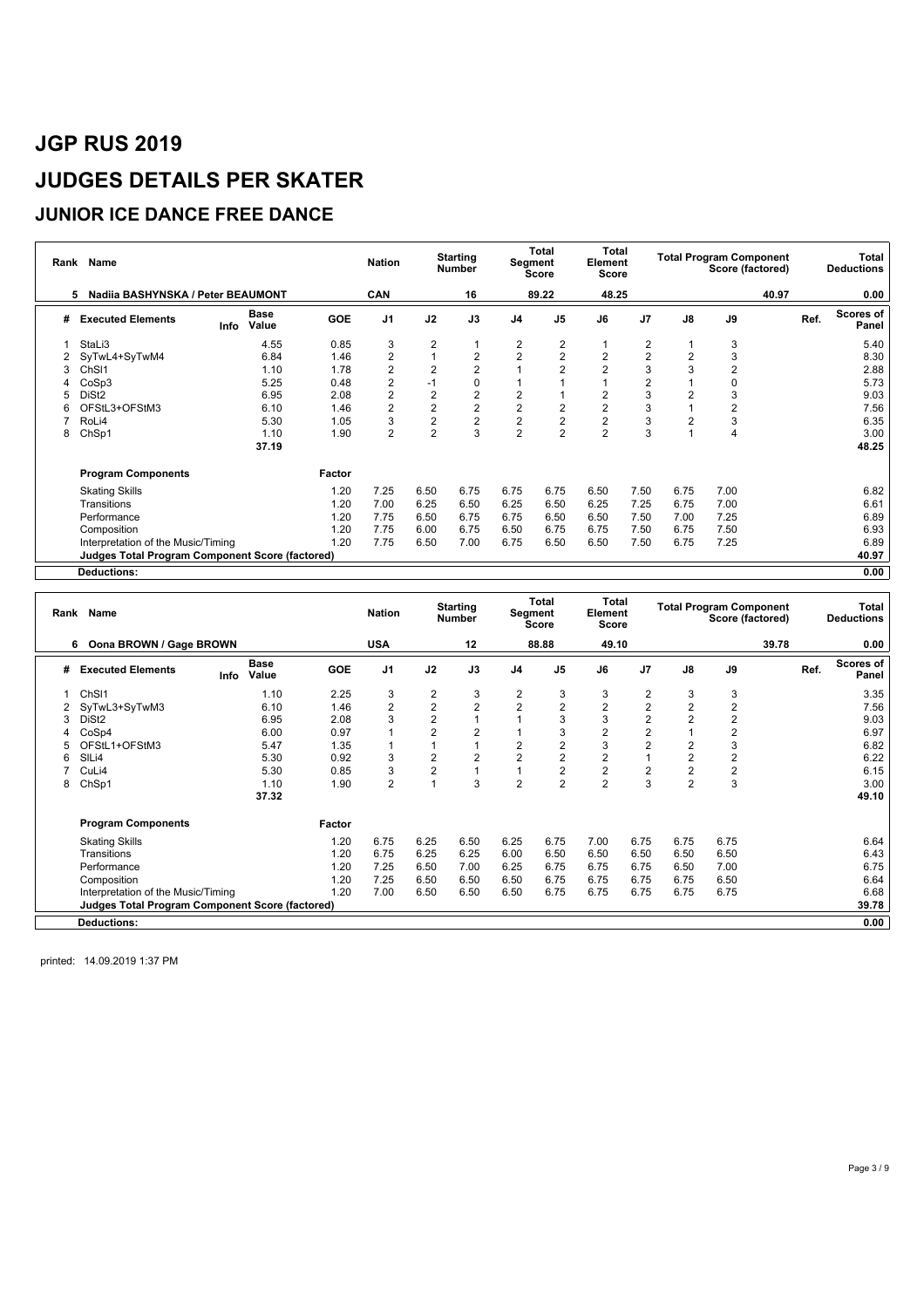# JGP RUS 2019

# JUDGES DETAILS PER SKATER

## JUNIOR ICE DANCE FREE DANCE

| Rank | Name | Nation | Starting Number | Total Segment Score | Total Element Score | Total Program Component Score (factored) | Total Deductions |
|---|---|---|---|---|---|---|---|
| 5 | Nadiia BASHYNSKA / Peter BEAUMONT | CAN | 16 | 89.22 | 48.25 | 40.97 | 0.00 |

| # | Executed Elements | Info | Base Value | GOE | J1 | J2 | J3 | J4 | J5 | J6 | J7 | J8 | J9 | Ref. | Scores of Panel |
|---|---|---|---|---|---|---|---|---|---|---|---|---|---|---|---|
| 1 | StaLi3 | | 4.55 | 0.85 | 3 | 2 | 1 | 2 | 2 | 1 | 2 | 1 | 3 | | 5.40 |
| 2 | SyTwL4+SyTwM4 | | 6.84 | 1.46 | 2 | 1 | 2 | 2 | 2 | 2 | 2 | 2 | 3 | | 8.30 |
| 3 | ChSl1 | | 1.10 | 1.78 | 2 | 2 | 2 | 1 | 2 | 2 | 3 | 3 | 2 | | 2.88 |
| 4 | CoSp3 | | 5.25 | 0.48 | 2 | -1 | 0 | 1 | 1 | 1 | 2 | 1 | 0 | | 5.73 |
| 5 | DiSt2 | | 6.95 | 2.08 | 2 | 2 | 2 | 2 | 1 | 2 | 3 | 2 | 3 | | 9.03 |
| 6 | OFStL3+OFStM3 | | 6.10 | 1.46 | 2 | 2 | 2 | 2 | 2 | 2 | 3 | 1 | 2 | | 7.56 |
| 7 | RoLi4 | | 5.30 | 1.05 | 3 | 2 | 2 | 2 | 2 | 2 | 3 | 2 | 3 | | 6.35 |
| 8 | ChSp1 | | 1.10 | 1.90 | 2 | 2 | 3 | 2 | 2 | 2 | 3 | 1 | 4 | | 3.00 |
| | | | 37.19 | | | | | | | | | | | | 48.25 |

| Program Components | Factor | J1 | J2 | J3 | J4 | J5 | J6 | J7 | J8 | J9 | Scores of Panel |
|---|---|---|---|---|---|---|---|---|---|---|---|
| Skating Skills | 1.20 | 7.25 | 6.50 | 6.75 | 6.75 | 6.75 | 6.50 | 7.50 | 6.75 | 7.00 | 6.82 |
| Transitions | 1.20 | 7.00 | 6.25 | 6.50 | 6.25 | 6.50 | 6.25 | 7.25 | 6.75 | 7.00 | 6.61 |
| Performance | 1.20 | 7.75 | 6.50 | 6.75 | 6.75 | 6.50 | 6.50 | 7.50 | 7.00 | 7.25 | 6.89 |
| Composition | 1.20 | 7.75 | 6.00 | 6.75 | 6.50 | 6.75 | 6.75 | 7.50 | 6.75 | 7.50 | 6.93 |
| Interpretation of the Music/Timing | 1.20 | 7.75 | 6.50 | 7.00 | 6.75 | 6.50 | 6.50 | 7.50 | 6.75 | 7.25 | 6.89 |
| **Judges Total Program Component Score (factored)** | | | | | | | | | | | 40.97 |
| **Deductions:** | | | | | | | | | | | 0.00 |

| Rank | Name | Nation | Starting Number | Total Segment Score | Total Element Score | Total Program Component Score (factored) | Total Deductions |
|---|---|---|---|---|---|---|---|
| 6 | Oona BROWN / Gage BROWN | USA | 12 | 88.88 | 49.10 | 39.78 | 0.00 |

| # | Executed Elements | Info | Base Value | GOE | J1 | J2 | J3 | J4 | J5 | J6 | J7 | J8 | J9 | Ref. | Scores of Panel |
|---|---|---|---|---|---|---|---|---|---|---|---|---|---|---|---|
| 1 | ChSl1 | | 1.10 | 2.25 | 3 | 2 | 3 | 2 | 3 | 3 | 2 | 3 | 3 | | 3.35 |
| 2 | SyTwL3+SyTwM3 | | 6.10 | 1.46 | 2 | 2 | 2 | 2 | 2 | 2 | 2 | 2 | 2 | | 7.56 |
| 3 | DiSt2 | | 6.95 | 2.08 | 3 | 2 | 1 | 1 | 3 | 3 | 2 | 2 | 2 | | 9.03 |
| 4 | CoSp4 | | 6.00 | 0.97 | 1 | 2 | 2 | 1 | 3 | 2 | 2 | 1 | 2 | | 6.97 |
| 5 | OFStL1+OFStM3 | | 5.47 | 1.35 | 1 | 1 | 1 | 2 | 2 | 3 | 2 | 2 | 3 | | 6.82 |
| 6 | SlLi4 | | 5.30 | 0.92 | 3 | 2 | 2 | 2 | 2 | 2 | 1 | 2 | 2 | | 6.22 |
| 7 | CuLi4 | | 5.30 | 0.85 | 3 | 2 | 1 | 1 | 2 | 2 | 2 | 2 | 2 | | 6.15 |
| 8 | ChSp1 | | 1.10 | 1.90 | 2 | 1 | 3 | 2 | 2 | 2 | 3 | 2 | 3 | | 3.00 |
| | | | 37.32 | | | | | | | | | | | | 49.10 |

| Program Components | Factor | J1 | J2 | J3 | J4 | J5 | J6 | J7 | J8 | J9 | Scores of Panel |
|---|---|---|---|---|---|---|---|---|---|---|---|
| Skating Skills | 1.20 | 6.75 | 6.25 | 6.50 | 6.25 | 6.75 | 7.00 | 6.75 | 6.75 | 6.75 | 6.64 |
| Transitions | 1.20 | 6.75 | 6.25 | 6.25 | 6.00 | 6.50 | 6.50 | 6.50 | 6.50 | 6.50 | 6.43 |
| Performance | 1.20 | 7.25 | 6.50 | 7.00 | 6.25 | 6.75 | 6.75 | 6.75 | 6.50 | 7.00 | 6.75 |
| Composition | 1.20 | 7.25 | 6.50 | 6.50 | 6.50 | 6.75 | 6.75 | 6.75 | 6.75 | 6.50 | 6.64 |
| Interpretation of the Music/Timing | 1.20 | 7.00 | 6.50 | 6.50 | 6.50 | 6.75 | 6.75 | 6.75 | 6.75 | 6.75 | 6.68 |
| **Judges Total Program Component Score (factored)** | | | | | | | | | | | 39.78 |
| **Deductions:** | | | | | | | | | | | 0.00 |

printed: 14.09.2019 1:37 PM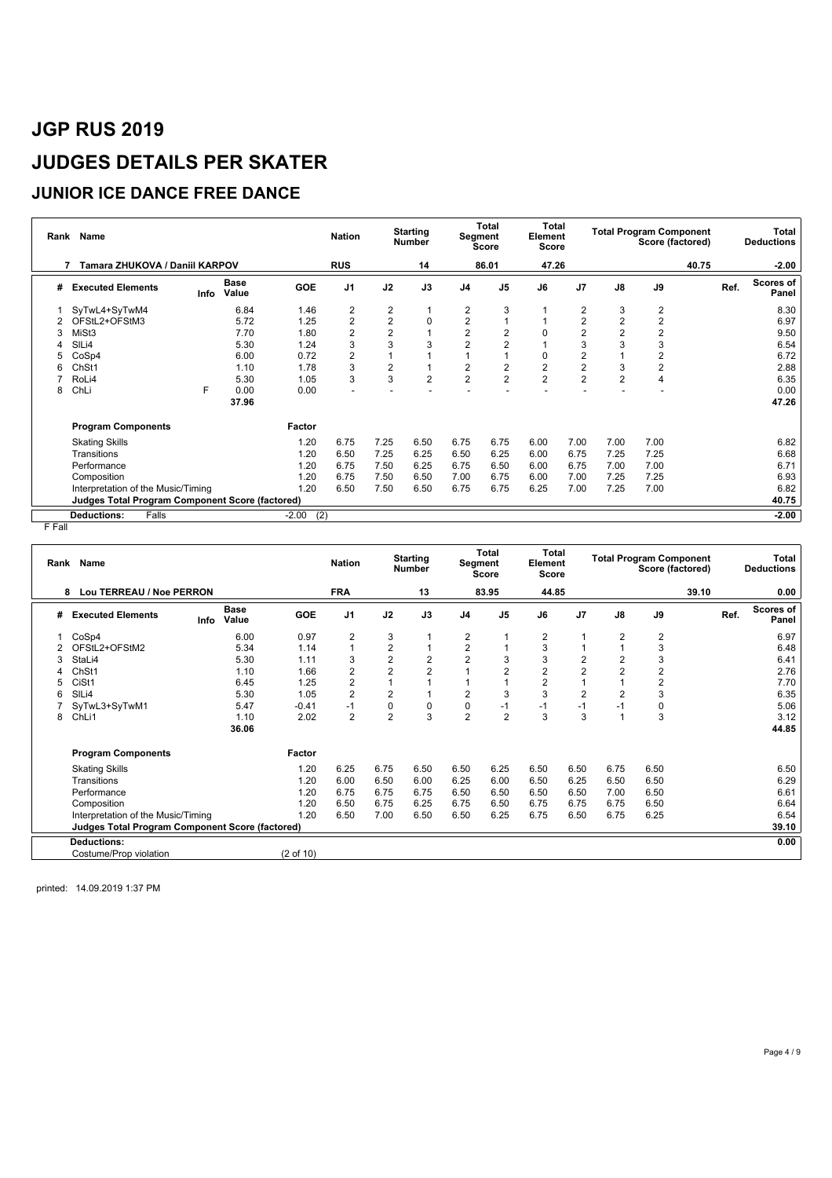# JGP RUS 2019

# JUDGES DETAILS PER SKATER

## JUNIOR ICE DANCE FREE DANCE

| Rank | Name | Nation | Starting Number | Total Segment Score | Total Element Score | Total Program Component Score (factored) | Total Deductions |
|---|---|---|---|---|---|---|---|
| 7 | Tamara ZHUKOVA / Daniil KARPOV | RUS | 14 | 86.01 | 47.26 | 40.75 | -2.00 |

| # | Executed Elements | Info | Base Value | GOE | J1 | J2 | J3 | J4 | J5 | J6 | J7 | J8 | J9 | Ref. | Scores of Panel |
|---|---|---|---|---|---|---|---|---|---|---|---|---|---|---|---|
| 1 | SyTwL4+SyTwM4 | | 6.84 | 1.46 | 2 | 2 | 1 | 2 | 3 | 1 | 2 | 3 | 2 | | 8.30 |
| 2 | OFStL2+OFStM3 | | 5.72 | 1.25 | 2 | 2 | 0 | 2 | 1 | 1 | 2 | 2 | 2 | | 6.97 |
| 3 | MiSt3 | | 7.70 | 1.80 | 2 | 2 | 1 | 2 | 2 | 0 | 2 | 2 | 2 | | 9.50 |
| 4 | SlLi4 | | 5.30 | 1.24 | 3 | 3 | 3 | 2 | 2 | 1 | 3 | 3 | 3 | | 6.54 |
| 5 | CoSp4 | | 6.00 | 0.72 | 2 | 1 | 1 | 1 | 1 | 0 | 2 | 1 | 2 | | 6.72 |
| 6 | ChSt1 | | 1.10 | 1.78 | 3 | 2 | 1 | 2 | 2 | 2 | 2 | 3 | 2 | | 2.88 |
| 7 | RoLi4 | | 5.30 | 1.05 | 3 | 3 | 2 | 2 | 2 | 2 | 2 | 2 | 4 | | 6.35 |
| 8 | ChLi | F | 0.00 | 0.00 | - | - | - | - | - | - | - | - | - | | 0.00 |
| | | | 37.96 | | | | | | | | | | | | 47.26 |

| Program Components | Factor | J1 | J2 | J3 | J4 | J5 | J6 | J7 | J8 | J9 | Scores of Panel |
|---|---|---|---|---|---|---|---|---|---|---|---|
| Skating Skills | 1.20 | 6.75 | 7.25 | 6.50 | 6.75 | 6.75 | 6.00 | 7.00 | 7.00 | 7.00 | 6.82 |
| Transitions | 1.20 | 6.50 | 7.25 | 6.25 | 6.50 | 6.25 | 6.00 | 6.75 | 7.25 | 7.25 | 6.68 |
| Performance | 1.20 | 6.75 | 7.50 | 6.25 | 6.75 | 6.50 | 6.00 | 6.75 | 7.00 | 7.00 | 6.71 |
| Composition | 1.20 | 6.75 | 7.50 | 6.50 | 7.00 | 6.75 | 6.00 | 7.00 | 7.25 | 7.25 | 6.93 |
| Interpretation of the Music/Timing | 1.20 | 6.50 | 7.50 | 6.50 | 6.75 | 6.75 | 6.25 | 7.00 | 7.25 | 7.00 | 6.82 |
| **Judges Total Program Component Score (factored)** | | | | | | | | | | | 40.75 |

**Deductions:** Falls -2.00 (2) — **-2.00**

F Fall

| Rank | Name | Nation | Starting Number | Total Segment Score | Total Element Score | Total Program Component Score (factored) | Total Deductions |
|---|---|---|---|---|---|---|---|
| 8 | Lou TERREAU / Noe PERRON | FRA | 13 | 83.95 | 44.85 | 39.10 | 0.00 |

| # | Executed Elements | Info | Base Value | GOE | J1 | J2 | J3 | J4 | J5 | J6 | J7 | J8 | J9 | Ref. | Scores of Panel |
|---|---|---|---|---|---|---|---|---|---|---|---|---|---|---|---|
| 1 | CoSp4 | | 6.00 | 0.97 | 2 | 3 | 1 | 2 | 1 | 2 | 1 | 2 | 2 | | 6.97 |
| 2 | OFStL2+OFStM2 | | 5.34 | 1.14 | 1 | 2 | 1 | 2 | 1 | 3 | 1 | 1 | 3 | | 6.48 |
| 3 | StaLi4 | | 5.30 | 1.11 | 3 | 2 | 2 | 2 | 3 | 3 | 2 | 2 | 3 | | 6.41 |
| 4 | ChSt1 | | 1.10 | 1.66 | 2 | 2 | 2 | 1 | 2 | 2 | 2 | 2 | 2 | | 2.76 |
| 5 | CiSt1 | | 6.45 | 1.25 | 2 | 1 | 1 | 1 | 1 | 2 | 1 | 1 | 2 | | 7.70 |
| 6 | SlLi4 | | 5.30 | 1.05 | 2 | 2 | 1 | 2 | 3 | 3 | 2 | 2 | 3 | | 6.35 |
| 7 | SyTwL3+SyTwM1 | | 5.47 | -0.41 | -1 | 0 | 0 | 0 | -1 | -1 | -1 | -1 | 0 | | 5.06 |
| 8 | ChLi1 | | 1.10 | 2.02 | 2 | 2 | 3 | 2 | 2 | 3 | 3 | 1 | 3 | | 3.12 |
| | | | 36.06 | | | | | | | | | | | | 44.85 |

| Program Components | Factor | J1 | J2 | J3 | J4 | J5 | J6 | J7 | J8 | J9 | Scores of Panel |
|---|---|---|---|---|---|---|---|---|---|---|---|
| Skating Skills | 1.20 | 6.25 | 6.75 | 6.50 | 6.50 | 6.25 | 6.50 | 6.50 | 6.75 | 6.50 | 6.50 |
| Transitions | 1.20 | 6.00 | 6.50 | 6.00 | 6.25 | 6.00 | 6.50 | 6.25 | 6.50 | 6.50 | 6.29 |
| Performance | 1.20 | 6.75 | 6.75 | 6.75 | 6.50 | 6.50 | 6.50 | 6.50 | 7.00 | 6.50 | 6.61 |
| Composition | 1.20 | 6.50 | 6.75 | 6.25 | 6.75 | 6.50 | 6.75 | 6.75 | 6.75 | 6.50 | 6.64 |
| Interpretation of the Music/Timing | 1.20 | 6.50 | 7.00 | 6.50 | 6.50 | 6.25 | 6.75 | 6.50 | 6.75 | 6.25 | 6.54 |
| **Judges Total Program Component Score (factored)** | | | | | | | | | | | 39.10 |

**Deductions:** — **0.00**

Costume/Prop violation (2 of 10)

printed: 14.09.2019 1:37 PM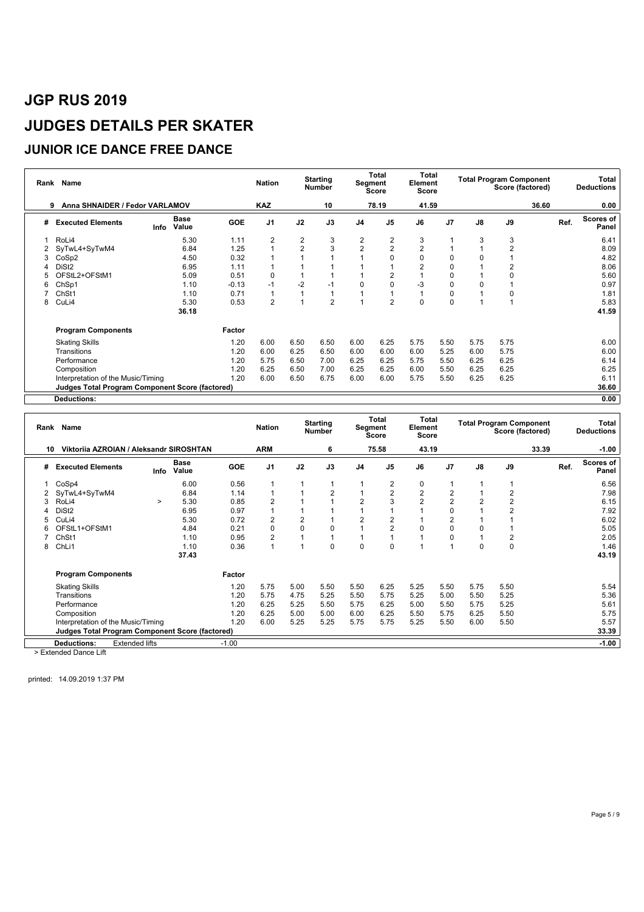# JGP RUS 2019

# JUDGES DETAILS PER SKATER

## JUNIOR ICE DANCE FREE DANCE

| Rank | Name | Nation | Starting Number | Total Segment Score | Total Element Score | Total Program Component Score (factored) | Total Deductions |
|---|---|---|---|---|---|---|---|
| 9 | Anna SHNAIDER / Fedor VARLAMOV | KAZ | 10 | 78.19 | 41.59 | 36.60 | 0.00 |

| # | Executed Elements | Info | Base Value | GOE | J1 | J2 | J3 | J4 | J5 | J6 | J7 | J8 | J9 | Ref. | Scores of Panel |
|---|---|---|---|---|---|---|---|---|---|---|---|---|---|---|---|
| 1 | RoLi4 | | 5.30 | 1.11 | 2 | 2 | 3 | 2 | 2 | 3 | 1 | 3 | 3 | | 6.41 |
| 2 | SyTwL4+SyTwM4 | | 6.84 | 1.25 | 1 | 2 | 3 | 2 | 2 | 2 | 1 | 1 | 2 | | 8.09 |
| 3 | CoSp2 | | 4.50 | 0.32 | 1 | 1 | 1 | 1 | 0 | 0 | 0 | 0 | 1 | | 4.82 |
| 4 | DiSt2 | | 6.95 | 1.11 | 1 | 1 | 1 | 1 | 1 | 2 | 0 | 1 | 2 | | 8.06 |
| 5 | OFStL2+OFStM1 | | 5.09 | 0.51 | 0 | 1 | 1 | 1 | 2 | 1 | 0 | 1 | 0 | | 5.60 |
| 6 | ChSp1 | | 1.10 | -0.13 | -1 | -2 | -1 | 0 | 0 | -3 | 0 | 0 | 1 | | 0.97 |
| 7 | ChSt1 | | 1.10 | 0.71 | 1 | 1 | 1 | 1 | 1 | 1 | 0 | 1 | 0 | | 1.81 |
| 8 | CuLi4 | | 5.30 | 0.53 | 2 | 1 | 2 | 1 | 2 | 0 | 0 | 1 | 1 | | 5.83 |
| | | | 36.18 | | | | | | | | | | | | 41.59 |

| Program Components | Factor | J1 | J2 | J3 | J4 | J5 | J6 | J7 | J8 | J9 | Scores of Panel |
|---|---|---|---|---|---|---|---|---|---|---|---|
| Skating Skills | 1.20 | 6.00 | 6.50 | 6.50 | 6.00 | 6.25 | 5.75 | 5.50 | 5.75 | 5.75 | 6.00 |
| Transitions | 1.20 | 6.00 | 6.25 | 6.50 | 6.00 | 6.00 | 6.00 | 5.25 | 6.00 | 5.75 | 6.00 |
| Performance | 1.20 | 5.75 | 6.50 | 7.00 | 6.25 | 6.25 | 5.75 | 5.50 | 6.25 | 6.25 | 6.14 |
| Composition | 1.20 | 6.25 | 6.50 | 7.00 | 6.25 | 6.25 | 6.00 | 5.50 | 6.25 | 6.25 | 6.25 |
| Interpretation of the Music/Timing | 1.20 | 6.00 | 6.50 | 6.75 | 6.00 | 6.00 | 5.75 | 5.50 | 6.25 | 6.25 | 6.11 |
| Judges Total Program Component Score (factored) | | | | | | | | | | | 36.60 |
| Deductions: | | | | | | | | | | | 0.00 |

| Rank | Name | Nation | Starting Number | Total Segment Score | Total Element Score | Total Program Component Score (factored) | Total Deductions |
|---|---|---|---|---|---|---|---|
| 10 | Viktoriia AZROIAN / Aleksandr SIROSHTAN | ARM | 6 | 75.58 | 43.19 | 33.39 | -1.00 |

| # | Executed Elements | Info | Base Value | GOE | J1 | J2 | J3 | J4 | J5 | J6 | J7 | J8 | J9 | Ref. | Scores of Panel |
|---|---|---|---|---|---|---|---|---|---|---|---|---|---|---|---|
| 1 | CoSp4 | | 6.00 | 0.56 | 1 | 1 | 1 | 1 | 2 | 0 | 1 | 1 | 1 | | 6.56 |
| 2 | SyTwL4+SyTwM4 | | 6.84 | 1.14 | 1 | 1 | 2 | 1 | 2 | 2 | 2 | 1 | 2 | | 7.98 |
| 3 | RoLi4 | > | 5.30 | 0.85 | 2 | 1 | 1 | 2 | 3 | 2 | 2 | 2 | 2 | | 6.15 |
| 4 | DiSt2 | | 6.95 | 0.97 | 1 | 1 | 1 | 1 | 1 | 1 | 0 | 1 | 2 | | 7.92 |
| 5 | CuLi4 | | 5.30 | 0.72 | 2 | 2 | 1 | 2 | 2 | 1 | 2 | 1 | 1 | | 6.02 |
| 6 | OFStL1+OFStM1 | | 4.84 | 0.21 | 0 | 0 | 0 | 1 | 2 | 0 | 0 | 0 | 1 | | 5.05 |
| 7 | ChSt1 | | 1.10 | 0.95 | 2 | 1 | 1 | 1 | 1 | 1 | 0 | 1 | 2 | | 2.05 |
| 8 | ChLi1 | | 1.10 | 0.36 | 1 | 1 | 0 | 0 | 0 | 1 | 1 | 0 | 0 | | 1.46 |
| | | | 37.43 | | | | | | | | | | | | 43.19 |

| Program Components | Factor | J1 | J2 | J3 | J4 | J5 | J6 | J7 | J8 | J9 | Scores of Panel |
|---|---|---|---|---|---|---|---|---|---|---|---|
| Skating Skills | 1.20 | 5.75 | 5.00 | 5.50 | 5.50 | 6.25 | 5.25 | 5.50 | 5.75 | 5.50 | 5.54 |
| Transitions | 1.20 | 5.75 | 4.75 | 5.25 | 5.50 | 5.75 | 5.25 | 5.00 | 5.50 | 5.25 | 5.36 |
| Performance | 1.20 | 6.25 | 5.25 | 5.50 | 5.75 | 6.25 | 5.00 | 5.50 | 5.75 | 5.25 | 5.61 |
| Composition | 1.20 | 6.25 | 5.00 | 5.00 | 6.00 | 6.25 | 5.50 | 5.75 | 6.25 | 5.50 | 5.75 |
| Interpretation of the Music/Timing | 1.20 | 6.00 | 5.25 | 5.25 | 5.75 | 5.75 | 5.25 | 5.50 | 6.00 | 5.50 | 5.57 |
| Judges Total Program Component Score (factored) | | | | | | | | | | | 33.39 |
| Deductions: Extended lifts | -1.00 | | | | | | | | | | -1.00 |

> Extended Dance Lift

printed: 14.09.2019 1:37 PM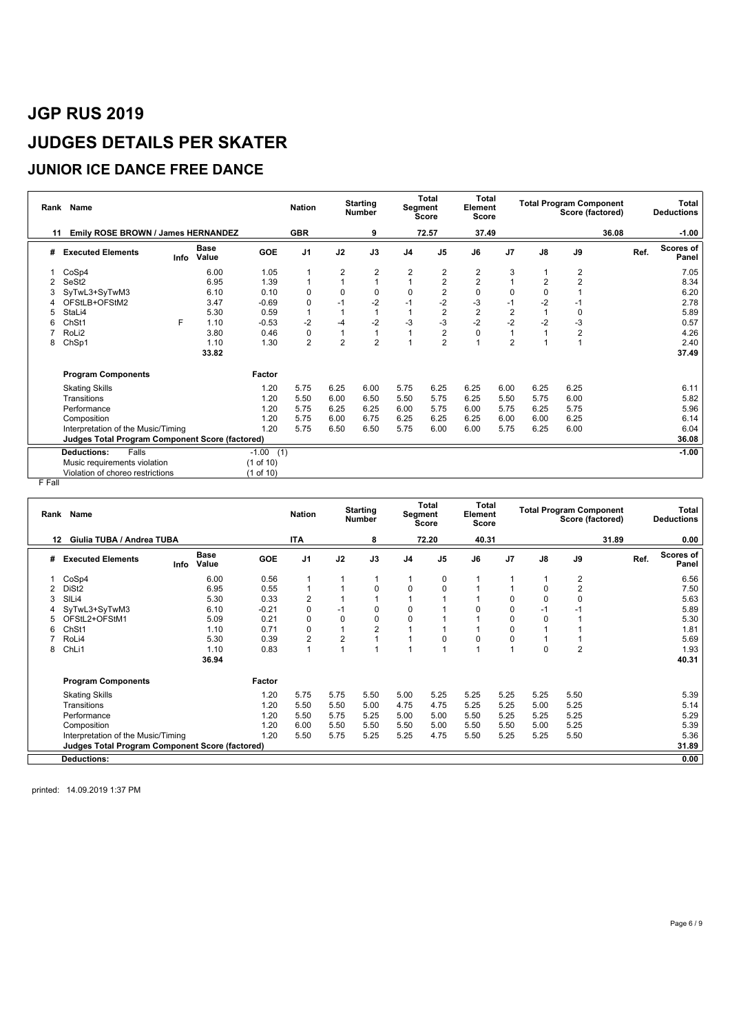# JGP RUS 2019

# JUDGES DETAILS PER SKATER

## JUNIOR ICE DANCE FREE DANCE

| Rank | Name | Nation | Starting Number | Total Segment Score | Total Element Score | Total Program Component Score (factored) | Total Deductions |
|---|---|---|---|---|---|---|---|
| 11 | Emily ROSE BROWN / James HERNANDEZ | GBR | 9 | 72.57 | 37.49 | 36.08 | -1.00 |

| # | Executed Elements | Info | Base Value | GOE | J1 | J2 | J3 | J4 | J5 | J6 | J7 | J8 | J9 | Ref. | Scores of Panel |
|---|---|---|---|---|---|---|---|---|---|---|---|---|---|---|---|
| 1 | CoSp4 | | 6.00 | 1.05 | 1 | 2 | 2 | 2 | 2 | 2 | 3 | 1 | 2 | | 7.05 |
| 2 | SeSt2 | | 6.95 | 1.39 | 1 | 1 | 1 | 1 | 2 | 2 | 1 | 2 | 2 | | 8.34 |
| 3 | SyTwL3+SyTwM3 | | 6.10 | 0.10 | 0 | 0 | 0 | 0 | 2 | 0 | 0 | 0 | 1 | | 6.20 |
| 4 | OFStLB+OFStM2 | | 3.47 | -0.69 | 0 | -1 | -2 | -1 | -2 | -3 | -1 | -2 | -1 | | 2.78 |
| 5 | StaLi4 | | 5.30 | 0.59 | 1 | 1 | 1 | 1 | 2 | 2 | 2 | 1 | 0 | | 5.89 |
| 6 | ChSt1 | F | 1.10 | -0.53 | -2 | -4 | -2 | -3 | -3 | -2 | -2 | -2 | -3 | | 0.57 |
| 7 | RoLi2 | | 3.80 | 0.46 | 0 | 1 | 1 | 1 | 2 | 0 | 1 | 1 | 2 | | 4.26 |
| 8 | ChSp1 | | 1.10 | 1.30 | 2 | 2 | 2 | 1 | 2 | 1 | 2 | 1 | 1 | | 2.40 |
| | | | 33.82 | | | | | | | | | | | | 37.49 |

| Program Components | Factor | J1 | J2 | J3 | J4 | J5 | J6 | J7 | J8 | J9 | Scores of Panel |
|---|---|---|---|---|---|---|---|---|---|---|---|
| Skating Skills | 1.20 | 5.75 | 6.25 | 6.00 | 5.75 | 6.25 | 6.25 | 6.00 | 6.25 | 6.25 | 6.11 |
| Transitions | 1.20 | 5.50 | 6.00 | 6.50 | 5.50 | 5.75 | 6.25 | 5.50 | 5.75 | 6.00 | 5.82 |
| Performance | 1.20 | 5.75 | 6.25 | 6.25 | 6.00 | 5.75 | 6.00 | 5.75 | 6.25 | 5.75 | 5.96 |
| Composition | 1.20 | 5.75 | 6.00 | 6.75 | 6.25 | 6.25 | 6.25 | 6.00 | 6.00 | 6.25 | 6.14 |
| Interpretation of the Music/Timing | 1.20 | 5.75 | 6.50 | 6.50 | 5.75 | 6.00 | 6.00 | 5.75 | 6.25 | 6.00 | 6.04 |
| **Judges Total Program Component Score (factored)** | | | | | | | | | | | 36.08 |

| Deductions: | | | |
|---|---|---|---|
| Falls | -1.00 | (1) | -1.00 |
| Music requirements violation | (1 of 10) | | |
| Violation of choreo restrictions | (1 of 10) | | |

F Fall

| Rank | Name | Nation | Starting Number | Total Segment Score | Total Element Score | Total Program Component Score (factored) | Total Deductions |
|---|---|---|---|---|---|---|---|
| 12 | Giulia TUBA / Andrea TUBA | ITA | 8 | 72.20 | 40.31 | 31.89 | 0.00 |

| # | Executed Elements | Info | Base Value | GOE | J1 | J2 | J3 | J4 | J5 | J6 | J7 | J8 | J9 | Ref. | Scores of Panel |
|---|---|---|---|---|---|---|---|---|---|---|---|---|---|---|---|
| 1 | CoSp4 | | 6.00 | 0.56 | 1 | 1 | 1 | 1 | 0 | 1 | 1 | 1 | 2 | | 6.56 |
| 2 | DiSt2 | | 6.95 | 0.55 | 1 | 1 | 0 | 0 | 0 | 1 | 1 | 0 | 2 | | 7.50 |
| 3 | SlLi4 | | 5.30 | 0.33 | 2 | 1 | 1 | 1 | 1 | 1 | 0 | 0 | 0 | | 5.63 |
| 4 | SyTwL3+SyTwM3 | | 6.10 | -0.21 | 0 | -1 | 0 | 0 | 1 | 0 | 0 | -1 | -1 | | 5.89 |
| 5 | OFStL2+OFStM1 | | 5.09 | 0.21 | 0 | 0 | 0 | 0 | 1 | 1 | 0 | 0 | 1 | | 5.30 |
| 6 | ChSt1 | | 1.10 | 0.71 | 0 | 1 | 2 | 1 | 1 | 1 | 0 | 1 | 1 | | 1.81 |
| 7 | RoLi4 | | 5.30 | 0.39 | 2 | 2 | 1 | 1 | 0 | 0 | 0 | 1 | 1 | | 5.69 |
| 8 | ChLi1 | | 1.10 | 0.83 | 1 | 1 | 1 | 1 | 1 | 1 | 1 | 0 | 2 | | 1.93 |
| | | | 36.94 | | | | | | | | | | | | 40.31 |

| Program Components | Factor | J1 | J2 | J3 | J4 | J5 | J6 | J7 | J8 | J9 | Scores of Panel |
|---|---|---|---|---|---|---|---|---|---|---|---|
| Skating Skills | 1.20 | 5.75 | 5.75 | 5.50 | 5.00 | 5.25 | 5.25 | 5.25 | 5.25 | 5.50 | 5.39 |
| Transitions | 1.20 | 5.50 | 5.50 | 5.00 | 4.75 | 4.75 | 5.25 | 5.25 | 5.00 | 5.25 | 5.14 |
| Performance | 1.20 | 5.50 | 5.75 | 5.25 | 5.00 | 5.00 | 5.50 | 5.25 | 5.25 | 5.25 | 5.29 |
| Composition | 1.20 | 6.00 | 5.50 | 5.50 | 5.50 | 5.00 | 5.50 | 5.50 | 5.00 | 5.25 | 5.39 |
| Interpretation of the Music/Timing | 1.20 | 5.50 | 5.75 | 5.25 | 5.25 | 4.75 | 5.50 | 5.25 | 5.25 | 5.50 | 5.36 |
| **Judges Total Program Component Score (factored)** | | | | | | | | | | | 31.89 |

| Deductions: | 0.00 |
|---|---|

printed: 14.09.2019 1:37 PM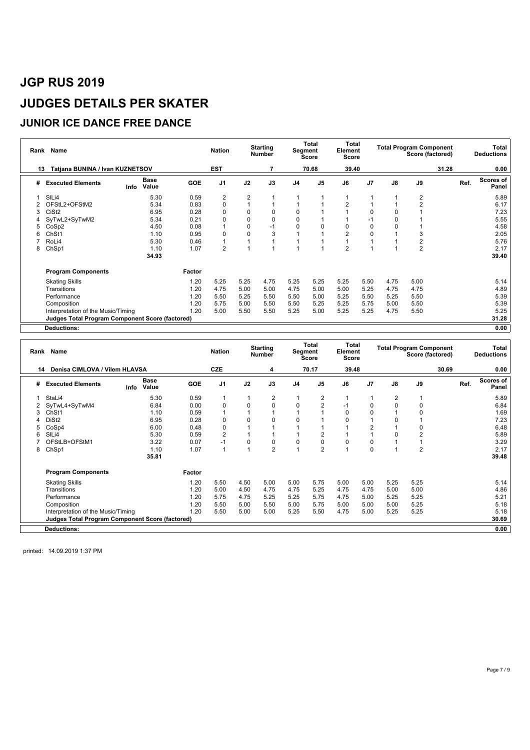# JGP RUS 2019

# JUDGES DETAILS PER SKATER

## JUNIOR ICE DANCE FREE DANCE

| Rank | Name | Nation | Starting Number | Total Segment Score | Total Element Score | Total Program Component Score (factored) | Total Deductions |
|---|---|---|---|---|---|---|---|
| 13 | Tatjana BUNINA / Ivan KUZNETSOV | EST | 7 | 70.68 | 39.40 | 31.28 | 0.00 |

| # | Executed Elements | Info | Base Value | GOE | J1 | J2 | J3 | J4 | J5 | J6 | J7 | J8 | J9 | Ref. | Scores of Panel |
|---|---|---|---|---|---|---|---|---|---|---|---|---|---|---|---|
| 1 | SlLi4 | | 5.30 | 0.59 | 2 | 2 | 1 | 1 | 1 | 1 | 1 | 1 | 2 | | 5.89 |
| 2 | OFStL2+OFStM2 | | 5.34 | 0.83 | 0 | 1 | 1 | 1 | 1 | 2 | 1 | 1 | 2 | | 6.17 |
| 3 | CiSt2 | | 6.95 | 0.28 | 0 | 0 | 0 | 0 | 1 | 1 | 0 | 0 | 1 | | 7.23 |
| 4 | SyTwL2+SyTwM2 | | 5.34 | 0.21 | 0 | 0 | 0 | 0 | 1 | 1 | -1 | 0 | 1 | | 5.55 |
| 5 | CoSp2 | | 4.50 | 0.08 | 1 | 0 | -1 | 0 | 0 | 0 | 0 | 0 | 1 | | 4.58 |
| 6 | ChSt1 | | 1.10 | 0.95 | 0 | 0 | 3 | 1 | 1 | 2 | 0 | 1 | 3 | | 2.05 |
| 7 | RoLi4 | | 5.30 | 0.46 | 1 | 1 | 1 | 1 | 1 | 1 | 1 | 1 | 2 | | 5.76 |
| 8 | ChSp1 | | 1.10 | 1.07 | 2 | 1 | 1 | 1 | 1 | 2 | 1 | 1 | 2 | | 2.17 |
| | | | 34.93 | | | | | | | | | | | | 39.40 |

| Program Components | Factor | J1 | J2 | J3 | J4 | J5 | J6 | J7 | J8 | J9 | Scores of Panel |
|---|---|---|---|---|---|---|---|---|---|---|---|
| Skating Skills | 1.20 | 5.25 | 5.25 | 4.75 | 5.25 | 5.25 | 5.25 | 5.50 | 4.75 | 5.00 | 5.14 |
| Transitions | 1.20 | 4.75 | 5.00 | 5.00 | 4.75 | 5.00 | 5.00 | 5.25 | 4.75 | 4.75 | 4.89 |
| Performance | 1.20 | 5.50 | 5.25 | 5.50 | 5.50 | 5.00 | 5.25 | 5.50 | 5.25 | 5.50 | 5.39 |
| Composition | 1.20 | 5.75 | 5.00 | 5.50 | 5.50 | 5.25 | 5.25 | 5.75 | 5.00 | 5.50 | 5.39 |
| Interpretation of the Music/Timing | 1.20 | 5.00 | 5.50 | 5.50 | 5.25 | 5.00 | 5.25 | 5.25 | 4.75 | 5.50 | 5.25 |
| **Judges Total Program Component Score (factored)** | | | | | | | | | | | **31.28** |
| **Deductions:** | | | | | | | | | | | **0.00** |

| Rank | Name | Nation | Starting Number | Total Segment Score | Total Element Score | Total Program Component Score (factored) | Total Deductions |
|---|---|---|---|---|---|---|---|
| 14 | Denisa CIMLOVA / Vilem HLAVSA | CZE | 4 | 70.17 | 39.48 | 30.69 | 0.00 |

| # | Executed Elements | Info | Base Value | GOE | J1 | J2 | J3 | J4 | J5 | J6 | J7 | J8 | J9 | Ref. | Scores of Panel |
|---|---|---|---|---|---|---|---|---|---|---|---|---|---|---|---|
| 1 | StaLi4 | | 5.30 | 0.59 | 1 | 1 | 2 | 1 | 2 | 1 | 1 | 2 | 1 | | 5.89 |
| 2 | SyTwL4+SyTwM4 | | 6.84 | 0.00 | 0 | 0 | 0 | 0 | 2 | -1 | 0 | 0 | 0 | | 6.84 |
| 3 | ChSt1 | | 1.10 | 0.59 | 1 | 1 | 1 | 1 | 1 | 0 | 0 | 1 | 0 | | 1.69 |
| 4 | DiSt2 | | 6.95 | 0.28 | 0 | 0 | 0 | 0 | 1 | 0 | 1 | 0 | 1 | | 7.23 |
| 5 | CoSp4 | | 6.00 | 0.48 | 0 | 1 | 1 | 1 | 1 | 1 | 2 | 1 | 0 | | 6.48 |
| 6 | SlLi4 | | 5.30 | 0.59 | 2 | 1 | 1 | 1 | 2 | 1 | 1 | 0 | 2 | | 5.89 |
| 7 | OFStLB+OFStM1 | | 3.22 | 0.07 | -1 | 0 | 0 | 0 | 0 | 0 | 0 | 1 | 1 | | 3.29 |
| 8 | ChSp1 | | 1.10 | 1.07 | 1 | 1 | 2 | 1 | 2 | 1 | 0 | 1 | 2 | | 2.17 |
| | | | 35.81 | | | | | | | | | | | | 39.48 |

| Program Components | Factor | J1 | J2 | J3 | J4 | J5 | J6 | J7 | J8 | J9 | Scores of Panel |
|---|---|---|---|---|---|---|---|---|---|---|---|
| Skating Skills | 1.20 | 5.50 | 4.50 | 5.00 | 5.00 | 5.75 | 5.00 | 5.00 | 5.25 | 5.25 | 5.14 |
| Transitions | 1.20 | 5.00 | 4.50 | 4.75 | 4.75 | 5.25 | 4.75 | 4.75 | 5.00 | 5.00 | 4.86 |
| Performance | 1.20 | 5.75 | 4.75 | 5.25 | 5.25 | 5.75 | 4.75 | 5.00 | 5.25 | 5.25 | 5.21 |
| Composition | 1.20 | 5.50 | 5.00 | 5.50 | 5.00 | 5.75 | 5.00 | 5.00 | 5.00 | 5.25 | 5.18 |
| Interpretation of the Music/Timing | 1.20 | 5.50 | 5.00 | 5.00 | 5.25 | 5.50 | 4.75 | 5.00 | 5.25 | 5.25 | 5.18 |
| **Judges Total Program Component Score (factored)** | | | | | | | | | | | **30.69** |
| **Deductions:** | | | | | | | | | | | **0.00** |

printed: 14.09.2019 1:37 PM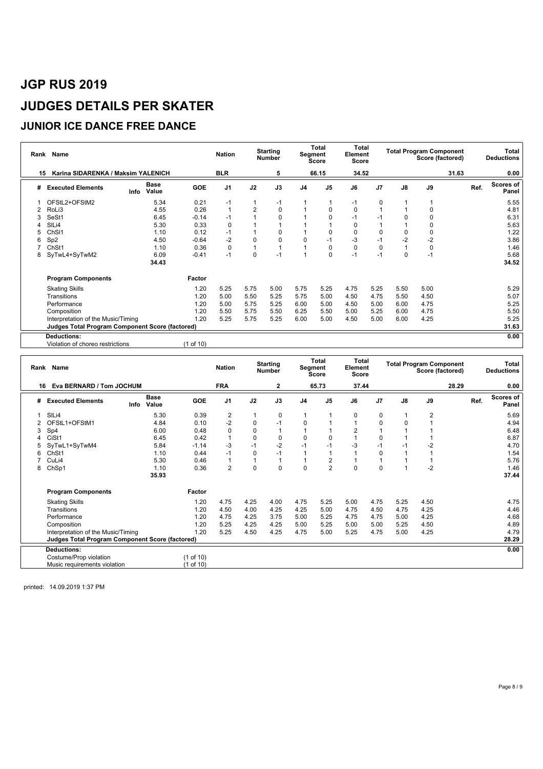# JGP RUS 2019

# JUDGES DETAILS PER SKATER

## JUNIOR ICE DANCE FREE DANCE

| Rank | Name | Nation | Starting Number | Total Segment Score | Total Element Score | Total Program Component Score (factored) | Total Deductions |
|---|---|---|---|---|---|---|---|
| 15 | Karina SIDARENKA / Maksim YALENICH | BLR | 5 | 66.15 | 34.52 | 31.63 | 0.00 |

| # | Executed Elements | Info | Base Value | GOE | J1 | J2 | J3 | J4 | J5 | J6 | J7 | J8 | J9 | Ref. | Scores of Panel |
|---|---|---|---|---|---|---|---|---|---|---|---|---|---|---|---|
| 1 | OFStL2+OFStM2 | | 5.34 | 0.21 | -1 | 1 | -1 | 1 | 1 | -1 | 0 | 1 | 1 | | 5.55 |
| 2 | RoLi3 | | 4.55 | 0.26 | 1 | 2 | 0 | 1 | 0 | 0 | 1 | 1 | 0 | | 4.81 |
| 3 | SeSt1 | | 6.45 | -0.14 | -1 | 1 | 0 | 1 | 0 | -1 | -1 | 0 | 0 | | 6.31 |
| 4 | SlLi4 | | 5.30 | 0.33 | 0 | 1 | 1 | 1 | 1 | 0 | 1 | 1 | 0 | | 5.63 |
| 5 | ChSl1 | | 1.10 | 0.12 | -1 | 1 | 0 | 1 | 0 | 0 | 0 | 0 | 0 | | 1.22 |
| 6 | Sp2 | | 4.50 | -0.64 | -2 | 0 | 0 | 0 | -1 | -3 | -1 | -2 | -2 | | 3.86 |
| 7 | ChSt1 | | 1.10 | 0.36 | 0 | 1 | 1 | 1 | 0 | 0 | 0 | 1 | 0 | | 1.46 |
| 8 | SyTwL4+SyTwM2 | | 6.09 | -0.41 | -1 | 0 | -1 | 1 | 0 | -1 | -1 | 0 | -1 | | 5.68 |
| | | | 34.43 | | | | | | | | | | | | 34.52 |

| Program Components | Factor | J1 | J2 | J3 | J4 | J5 | J6 | J7 | J8 | J9 | Scores of Panel |
|---|---|---|---|---|---|---|---|---|---|---|---|
| Skating Skills | 1.20 | 5.25 | 5.75 | 5.00 | 5.75 | 5.25 | 4.75 | 5.25 | 5.50 | 5.00 | 5.29 |
| Transitions | 1.20 | 5.00 | 5.50 | 5.25 | 5.75 | 5.00 | 4.50 | 4.75 | 5.50 | 4.50 | 5.07 |
| Performance | 1.20 | 5.00 | 5.75 | 5.25 | 6.00 | 5.00 | 4.50 | 5.00 | 6.00 | 4.75 | 5.25 |
| Composition | 1.20 | 5.50 | 5.75 | 5.50 | 6.25 | 5.50 | 5.00 | 5.25 | 6.00 | 4.75 | 5.50 |
| Interpretation of the Music/Timing | 1.20 | 5.25 | 5.75 | 5.25 | 6.00 | 5.00 | 4.50 | 5.00 | 6.00 | 4.25 | 5.25 |
| **Judges Total Program Component Score (factored)** | | | | | | | | | | | **31.63** |

**Deductions:** 0.00

Violation of choreo restrictions (1 of 10)

| Rank | Name | Nation | Starting Number | Total Segment Score | Total Element Score | Total Program Component Score (factored) | Total Deductions |
|---|---|---|---|---|---|---|---|
| 16 | Eva BERNARD / Tom JOCHUM | FRA | 2 | 65.73 | 37.44 | 28.29 | 0.00 |

| # | Executed Elements | Info | Base Value | GOE | J1 | J2 | J3 | J4 | J5 | J6 | J7 | J8 | J9 | Ref. | Scores of Panel |
|---|---|---|---|---|---|---|---|---|---|---|---|---|---|---|---|
| 1 | SlLi4 | | 5.30 | 0.39 | 2 | 1 | 0 | 1 | 1 | 0 | 0 | 1 | 2 | | 5.69 |
| 2 | OFStL1+OFStM1 | | 4.84 | 0.10 | -2 | 0 | -1 | 0 | 1 | 1 | 0 | 0 | 1 | | 4.94 |
| 3 | Sp4 | | 6.00 | 0.48 | 0 | 0 | 1 | 1 | 1 | 2 | 1 | 1 | 1 | | 6.48 |
| 4 | CiSt1 | | 6.45 | 0.42 | 1 | 0 | 0 | 0 | 0 | 1 | 0 | 1 | 1 | | 6.87 |
| 5 | SyTwL1+SyTwM4 | | 5.84 | -1.14 | -3 | -1 | -2 | -1 | -1 | -3 | -1 | -1 | -2 | | 4.70 |
| 6 | ChSt1 | | 1.10 | 0.44 | -1 | 0 | -1 | 1 | 1 | 1 | 0 | 1 | 1 | | 1.54 |
| 7 | CuLi4 | | 5.30 | 0.46 | 1 | 1 | 1 | 1 | 2 | 1 | 1 | 1 | 1 | | 5.76 |
| 8 | ChSp1 | | 1.10 | 0.36 | 2 | 0 | 0 | 0 | 2 | 0 | 0 | 1 | -2 | | 1.46 |
| | | | 35.93 | | | | | | | | | | | | 37.44 |

| Program Components | Factor | J1 | J2 | J3 | J4 | J5 | J6 | J7 | J8 | J9 | Scores of Panel |
|---|---|---|---|---|---|---|---|---|---|---|---|
| Skating Skills | 1.20 | 4.75 | 4.25 | 4.00 | 4.75 | 5.25 | 5.00 | 4.75 | 5.25 | 4.50 | 4.75 |
| Transitions | 1.20 | 4.50 | 4.00 | 4.25 | 4.25 | 5.00 | 4.75 | 4.50 | 4.75 | 4.25 | 4.46 |
| Performance | 1.20 | 4.75 | 4.25 | 3.75 | 5.00 | 5.25 | 4.75 | 4.75 | 5.00 | 4.25 | 4.68 |
| Composition | 1.20 | 5.25 | 4.25 | 4.25 | 5.00 | 5.25 | 5.00 | 5.00 | 5.25 | 4.50 | 4.89 |
| Interpretation of the Music/Timing | 1.20 | 5.25 | 4.50 | 4.25 | 4.75 | 5.00 | 5.25 | 4.75 | 5.00 | 4.25 | 4.79 |
| **Judges Total Program Component Score (factored)** | | | | | | | | | | | **28.29** |

**Deductions:** 0.00

Costume/Prop violation (1 of 10)

Music requirements violation (1 of 10)

printed: 14.09.2019 1:37 PM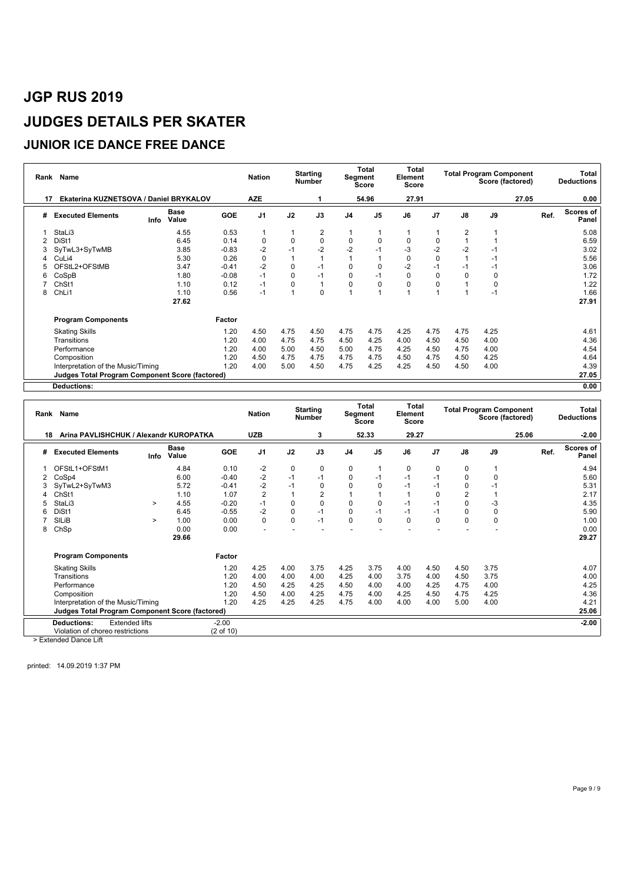# JGP RUS 2019

# JUDGES DETAILS PER SKATER

## JUNIOR ICE DANCE FREE DANCE

| Rank | Name | Nation | Starting Number | Total Segment Score | Total Element Score | Total Program Component Score (factored) | Total Deductions |
|---|---|---|---|---|---|---|---|
| 17 | Ekaterina KUZNETSOVA / Daniel BRYKALOV | AZE | 1 | 54.96 | 27.91 | 27.05 | 0.00 |

| # | Executed Elements | Info | Base Value | GOE | J1 | J2 | J3 | J4 | J5 | J6 | J7 | J8 | J9 | Ref. | Scores of Panel |
|---|---|---|---|---|---|---|---|---|---|---|---|---|---|---|---|
| 1 | StaLi3 | | 4.55 | 0.53 | 1 | 1 | 2 | 1 | 1 | 1 | 1 | 2 | 1 | | 5.08 |
| 2 | DiSt1 | | 6.45 | 0.14 | 0 | 0 | 0 | 0 | 0 | 0 | 0 | 1 | 1 | | 6.59 |
| 3 | SyTwL3+SyTwMB | | 3.85 | -0.83 | -2 | -1 | -2 | -2 | -1 | -3 | -2 | -2 | -1 | | 3.02 |
| 4 | CuLi4 | | 5.30 | 0.26 | 0 | 1 | 1 | 1 | 1 | 0 | 0 | 1 | -1 | | 5.56 |
| 5 | OFStL2+OFStMB | | 3.47 | -0.41 | -2 | 0 | -1 | 0 | 0 | -2 | -1 | -1 | -1 | | 3.06 |
| 6 | CoSpB | | 1.80 | -0.08 | -1 | 0 | -1 | 0 | -1 | 0 | 0 | 0 | 0 | | 1.72 |
| 7 | ChSt1 | | 1.10 | 0.12 | -1 | 0 | 1 | 0 | 0 | 0 | 0 | 1 | 0 | | 1.22 |
| 8 | ChLi1 | | 1.10 | 0.56 | -1 | 1 | 0 | 1 | 1 | 1 | 1 | 1 | -1 | | 1.66 |
| | | | 27.62 | | | | | | | | | | | | 27.91 |

| Program Components | Factor | J1 | J2 | J3 | J4 | J5 | J6 | J7 | J8 | J9 | Scores of Panel |
|---|---|---|---|---|---|---|---|---|---|---|---|
| Skating Skills | 1.20 | 4.50 | 4.75 | 4.50 | 4.75 | 4.75 | 4.25 | 4.75 | 4.75 | 4.25 | 4.61 |
| Transitions | 1.20 | 4.00 | 4.75 | 4.75 | 4.50 | 4.25 | 4.00 | 4.50 | 4.50 | 4.00 | 4.36 |
| Performance | 1.20 | 4.00 | 5.00 | 4.50 | 5.00 | 4.75 | 4.25 | 4.50 | 4.75 | 4.00 | 4.54 |
| Composition | 1.20 | 4.50 | 4.75 | 4.75 | 4.75 | 4.75 | 4.50 | 4.75 | 4.50 | 4.25 | 4.64 |
| Interpretation of the Music/Timing | 1.20 | 4.00 | 5.00 | 4.50 | 4.75 | 4.25 | 4.25 | 4.50 | 4.50 | 4.00 | 4.39 |
| **Judges Total Program Component Score (factored)** | | | | | | | | | | | 27.05 |
| **Deductions:** | | | | | | | | | | | 0.00 |

| Rank | Name | Nation | Starting Number | Total Segment Score | Total Element Score | Total Program Component Score (factored) | Total Deductions |
|---|---|---|---|---|---|---|---|
| 18 | Arina PAVLISHCHUK / Alexandr KUROPATKA | UZB | 3 | 52.33 | 29.27 | 25.06 | -2.00 |

| # | Executed Elements | Info | Base Value | GOE | J1 | J2 | J3 | J4 | J5 | J6 | J7 | J8 | J9 | Ref. | Scores of Panel |
|---|---|---|---|---|---|---|---|---|---|---|---|---|---|---|---|
| 1 | OFStL1+OFStM1 | | 4.84 | 0.10 | -2 | 0 | 0 | 0 | 1 | 0 | 0 | 0 | 1 | | 4.94 |
| 2 | CoSp4 | | 6.00 | -0.40 | -2 | -1 | -1 | 0 | -1 | -1 | -1 | 0 | 0 | | 5.60 |
| 3 | SyTwL2+SyTwM3 | | 5.72 | -0.41 | -2 | -1 | 0 | 0 | 0 | -1 | -1 | 0 | -1 | | 5.31 |
| 4 | ChSt1 | | 1.10 | 1.07 | 2 | 1 | 2 | 1 | 1 | 1 | 0 | 2 | 1 | | 2.17 |
| 5 | StaLi3 | > | 4.55 | -0.20 | -1 | 0 | 0 | 0 | 0 | -1 | -1 | 0 | -3 | | 4.35 |
| 6 | DiSt1 | | 6.45 | -0.55 | -2 | 0 | -1 | 0 | -1 | -1 | -1 | 0 | 0 | | 5.90 |
| 7 | SlLiB | > | 1.00 | 0.00 | 0 | 0 | -1 | 0 | 0 | 0 | 0 | 0 | 0 | | 1.00 |
| 8 | ChSp | | 0.00 | 0.00 | - | - | - | - | - | - | - | - | - | | 0.00 |
| | | | 29.66 | | | | | | | | | | | | 29.27 |

| Program Components | Factor | J1 | J2 | J3 | J4 | J5 | J6 | J7 | J8 | J9 | Scores of Panel |
|---|---|---|---|---|---|---|---|---|---|---|---|
| Skating Skills | 1.20 | 4.25 | 4.00 | 3.75 | 4.25 | 3.75 | 4.00 | 4.50 | 4.50 | 3.75 | 4.07 |
| Transitions | 1.20 | 4.00 | 4.00 | 4.00 | 4.25 | 4.00 | 3.75 | 4.00 | 4.50 | 3.75 | 4.00 |
| Performance | 1.20 | 4.50 | 4.25 | 4.25 | 4.50 | 4.00 | 4.00 | 4.25 | 4.75 | 4.00 | 4.25 |
| Composition | 1.20 | 4.50 | 4.00 | 4.25 | 4.75 | 4.00 | 4.25 | 4.50 | 4.75 | 4.25 | 4.36 |
| Interpretation of the Music/Timing | 1.20 | 4.25 | 4.25 | 4.25 | 4.75 | 4.00 | 4.00 | 4.00 | 5.00 | 4.00 | 4.21 |
| **Judges Total Program Component Score (factored)** | | | | | | | | | | | 25.06 |
| **Deductions:** Extended lifts | -2.00 | | | | | | | | | | -2.00 |
| Violation of choreo restrictions | (2 of 10) | | | | | | | | | | |

> Extended Dance Lift

printed: 14.09.2019 1:37 PM